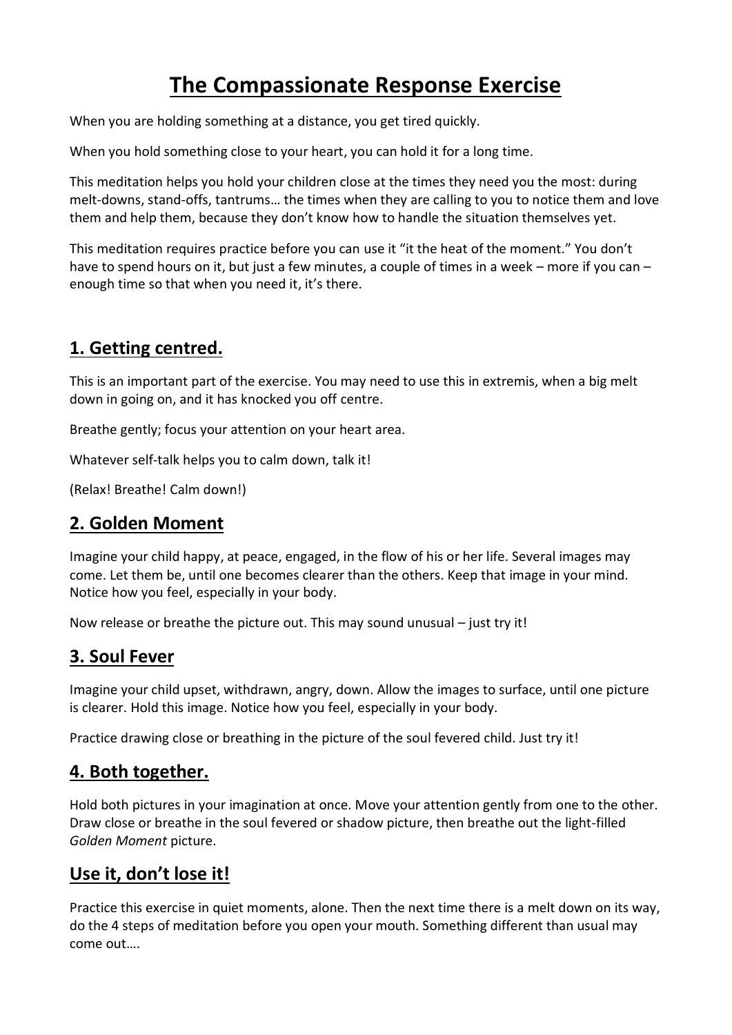# The Compassionate Response Exercise

When you are holding something at a distance, you get tired quickly.

When you hold something close to your heart, you can hold it for a long time.

This meditation helps you hold your children close at the times they need you the most: during melt-downs, stand-offs, tantrums… the times when they are calling to you to notice them and love them and help them, because they don't know how to handle the situation themselves yet.

This meditation requires practice before you can use it "it the heat of the moment." You don't have to spend hours on it, but just a few minutes, a couple of times in a week – more if you can – enough time so that when you need it, it's there.

## 1. Getting centred.

This is an important part of the exercise. You may need to use this in extremis, when a big melt down in going on, and it has knocked you off centre.

Breathe gently; focus your attention on your heart area.

Whatever self-talk helps you to calm down, talk it!

(Relax! Breathe! Calm down!)

## 2. Golden Moment

Imagine your child happy, at peace, engaged, in the flow of his or her life. Several images may come. Let them be, until one becomes clearer than the others. Keep that image in your mind. Notice how you feel, especially in your body.

Now release or breathe the picture out. This may sound unusual – just try it!

## 3. Soul Fever

Imagine your child upset, withdrawn, angry, down. Allow the images to surface, until one picture is clearer. Hold this image. Notice how you feel, especially in your body.

Practice drawing close or breathing in the picture of the soul fevered child. Just try it!

## 4. Both together.

Hold both pictures in your imagination at once. Move your attention gently from one to the other. Draw close or breathe in the soul fevered or shadow picture, then breathe out the light-filled *Golden Moment* picture.

## Use it, don't lose it!

Practice this exercise in quiet moments, alone. Then the next time there is a melt down on its way, do the 4 steps of meditation before you open your mouth. Something different than usual may come out….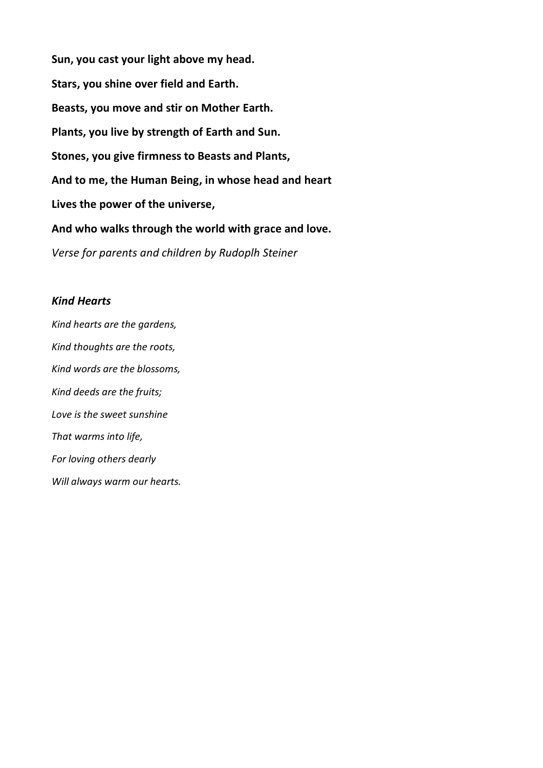**Sun, you cast your light above my head.**

**Stars, you shine over field and Earth.**

**Beasts, you move and stir on Mother Earth.**

**Plants, you live by strength of Earth and Sun.**

**Stones, you give firmness to Beasts and Plants,**

**And to me, the Human Being, in whose head and heart**

**Lives the power of the universe,**

**And who walks through the world with grace and love.**

*Verse for parents and children by Rudoplh Steiner*

***Kind Hearts***

*Kind hearts are the gardens,*

*Kind thoughts are the roots,*

*Kind words are the blossoms,*

*Kind deeds are the fruits;*

*Love is the sweet sunshine*

*That warms into life,*

*For loving others dearly*

*Will always warm our hearts.*